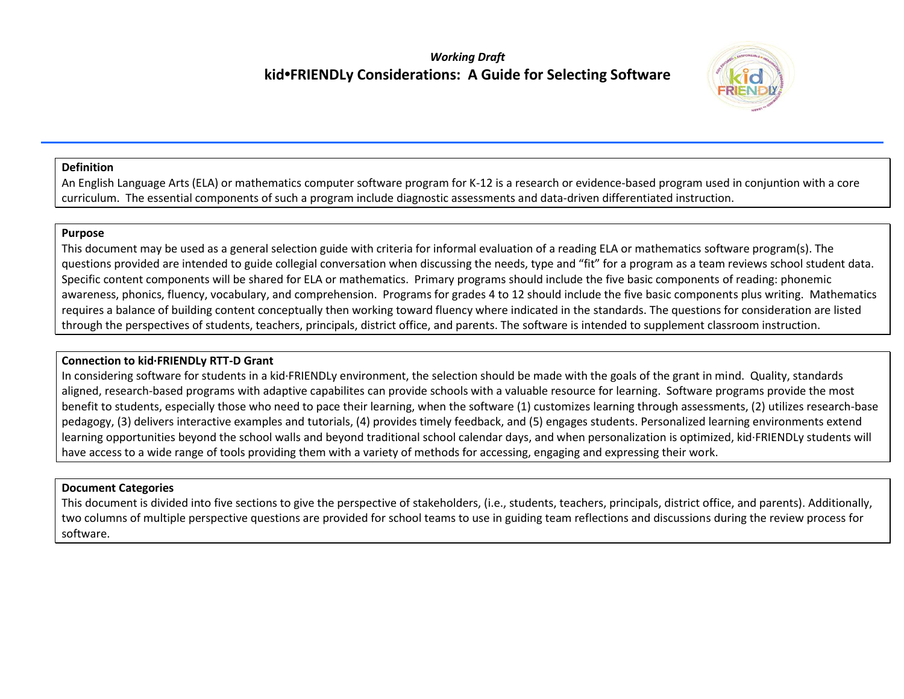*Working Draft*

# kid•FRIENDLy Considerations: A Guide for Selecting Software

**Definition**

An English Language Arts (ELA) or mathematics computer software program for K-12 is a research or evidence-based program used in conjuntion with a core curriculum. The essential components of such a program include diagnostic assessments and data-driven differentiated instruction.

**Purpose**

This document may be used as a general selection guide with criteria for informal evaluation of a reading ELA or mathematics software program(s). The questions provided are intended to guide collegial conversation when discussing the needs, type and "fit" for a program as a team reviews school student data. Specific content components will be shared for ELA or mathematics. Primary programs should include the five basic components of reading: phonemic awareness, phonics, fluency, vocabulary, and comprehension. Programs for grades 4 to 12 should include the five basic components plus writing. Mathematics requires a balance of building content conceptually then working toward fluency where indicated in the standards. The questions for consideration are listed through the perspectives of students, teachers, principals, district office, and parents. The software is intended to supplement classroom instruction.

**Connection to kid·FRIENDLy RTT-D Grant**

In considering software for students in a kid·FRIENDLy environment, the selection should be made with the goals of the grant in mind. Quality, standards aligned, research-based programs with adaptive capabilites can provide schools with a valuable resource for learning. Software programs provide the most benefit to students, especially those who need to pace their learning, when the software (1) customizes learning through assessments, (2) utilizes research-base pedagogy, (3) delivers interactive examples and tutorials, (4) provides timely feedback, and (5) engages students. Personalized learning environments extend learning opportunities beyond the school walls and beyond traditional school calendar days, and when personalization is optimized, kid·FRIENDLy students will have access to a wide range of tools providing them with a variety of methods for accessing, engaging and expressing their work.

**Document Categories**

This document is divided into five sections to give the perspective of stakeholders, (i.e., students, teachers, principals, district office, and parents). Additionally, two columns of multiple perspective questions are provided for school teams to use in guiding team reflections and discussions during the review process for software.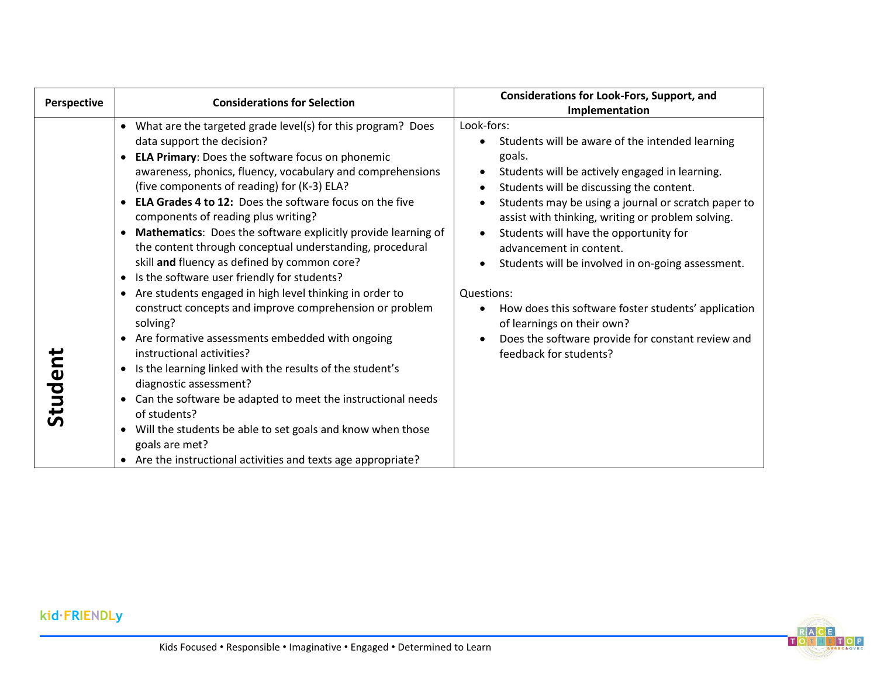| Perspective | Considerations for Selection | Considerations for Look-Fors, Support, and Implementation |
|---|---|---|
| **Student** | • What are the targeted grade level(s) for this program? Does data support the decision?<br>• **ELA Primary**: Does the software focus on phonemic awareness, phonics, fluency, vocabulary and comprehensions (five components of reading) for (K-3) ELA?<br>• **ELA Grades 4 to 12:** Does the software focus on the five components of reading plus writing?<br>• **Mathematics**: Does the software explicitly provide learning of the content through conceptual understanding, procedural skill **and** fluency as defined by common core?<br>• Is the software user friendly for students?<br>• Are students engaged in high level thinking in order to construct concepts and improve comprehension or problem solving?<br>• Are formative assessments embedded with ongoing instructional activities?<br>• Is the learning linked with the results of the student's diagnostic assessment?<br>• Can the software be adapted to meet the instructional needs of students?<br>• Will the students be able to set goals and know when those goals are met?<br>• Are the instructional activities and texts age appropriate? | Look-fors:<br>• Students will be aware of the intended learning goals.<br>• Students will be actively engaged in learning.<br>• Students will be discussing the content.<br>• Students may be using a journal or scratch paper to assist with thinking, writing or problem solving.<br>• Students will have the opportunity for advancement in content.<br>• Students will be involved in on-going assessment.<br><br>Questions:<br>• How does this software foster students' application of learnings on their own?<br>• Does the software provide for constant review and feedback for students? |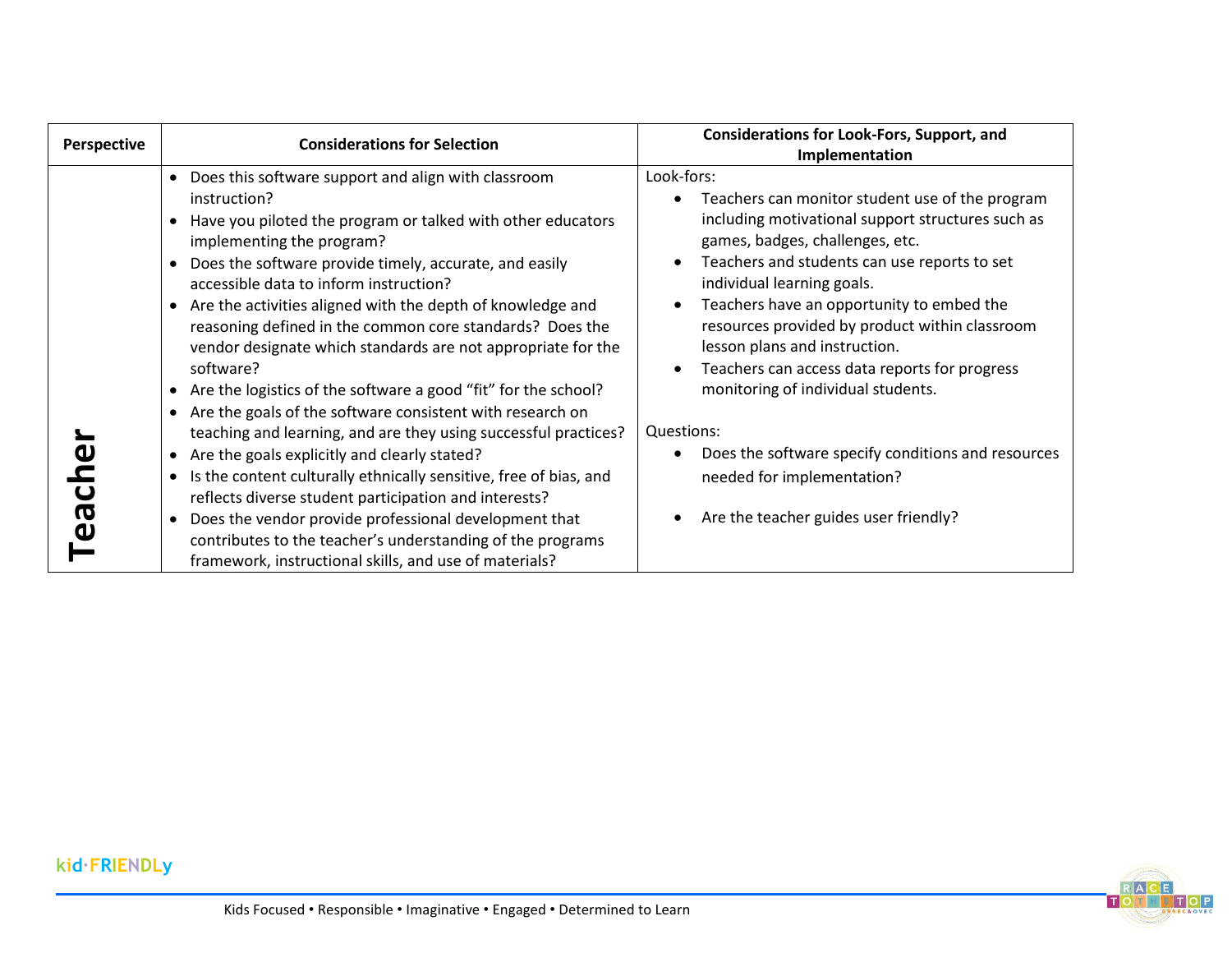| Perspective | Considerations for Selection | Considerations for Look-Fors, Support, and Implementation |
|---|---|---|
| **Teacher** | • Does this software support and align with classroom instruction?<br>• Have you piloted the program or talked with other educators implementing the program?<br>• Does the software provide timely, accurate, and easily accessible data to inform instruction?<br>• Are the activities aligned with the depth of knowledge and reasoning defined in the common core standards? Does the vendor designate which standards are not appropriate for the software?<br>• Are the logistics of the software a good "fit" for the school?<br>• Are the goals of the software consistent with research on teaching and learning, and are they using successful practices?<br>• Are the goals explicitly and clearly stated?<br>• Is the content culturally ethnically sensitive, free of bias, and reflects diverse student participation and interests?<br>• Does the vendor provide professional development that contributes to the teacher's understanding of the programs framework, instructional skills, and use of materials? | Look-fors:<br>• Teachers can monitor student use of the program including motivational support structures such as games, badges, challenges, etc.<br>• Teachers and students can use reports to set individual learning goals.<br>• Teachers have an opportunity to embed the resources provided by product within classroom lesson plans and instruction.<br>• Teachers can access data reports for progress monitoring of individual students.<br><br>Questions:<br>• Does the software specify conditions and resources needed for implementation?<br>• Are the teacher guides user friendly? |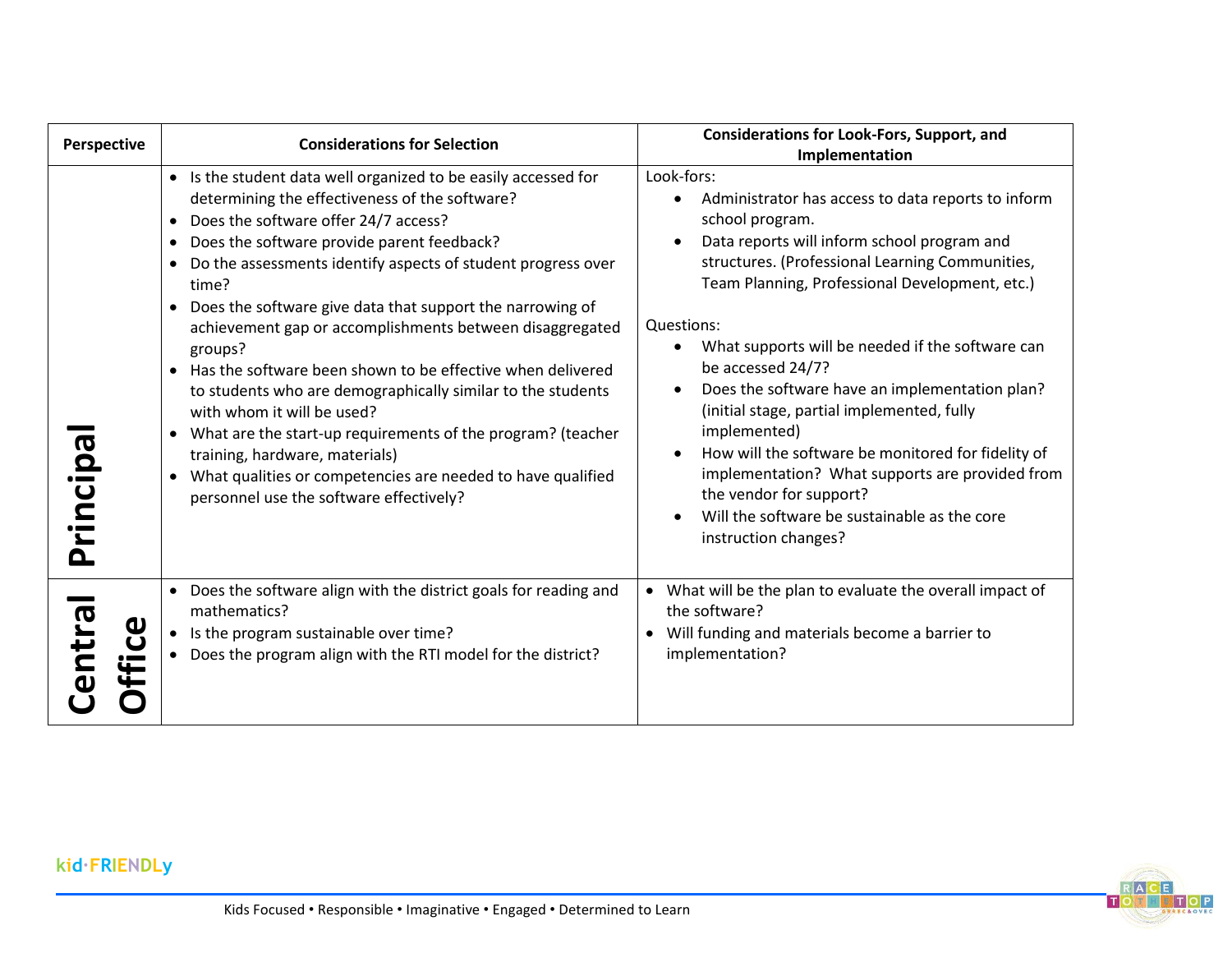| Perspective | Considerations for Selection | Considerations for Look-Fors, Support, and Implementation |
|---|---|---|
| **Principal** | • Is the student data well organized to be easily accessed for determining the effectiveness of the software?<br>• Does the software offer 24/7 access?<br>• Does the software provide parent feedback?<br>• Do the assessments identify aspects of student progress over time?<br>• Does the software give data that support the narrowing of achievement gap or accomplishments between disaggregated groups?<br>• Has the software been shown to be effective when delivered to students who are demographically similar to the students with whom it will be used?<br>• What are the start-up requirements of the program? (teacher training, hardware, materials)<br>• What qualities or competencies are needed to have qualified personnel use the software effectively? | Look-fors:<br>• Administrator has access to data reports to inform school program.<br>• Data reports will inform school program and structures. (Professional Learning Communities, Team Planning, Professional Development, etc.)<br><br>Questions:<br>• What supports will be needed if the software can be accessed 24/7?<br>• Does the software have an implementation plan? (initial stage, partial implemented, fully implemented)<br>• How will the software be monitored for fidelity of implementation? What supports are provided from the vendor for support?<br>• Will the software be sustainable as the core instruction changes? |
| **Central Office** | • Does the software align with the district goals for reading and mathematics?<br>• Is the program sustainable over time?<br>• Does the program align with the RTI model for the district? | • What will be the plan to evaluate the overall impact of the software?<br>• Will funding and materials become a barrier to implementation? |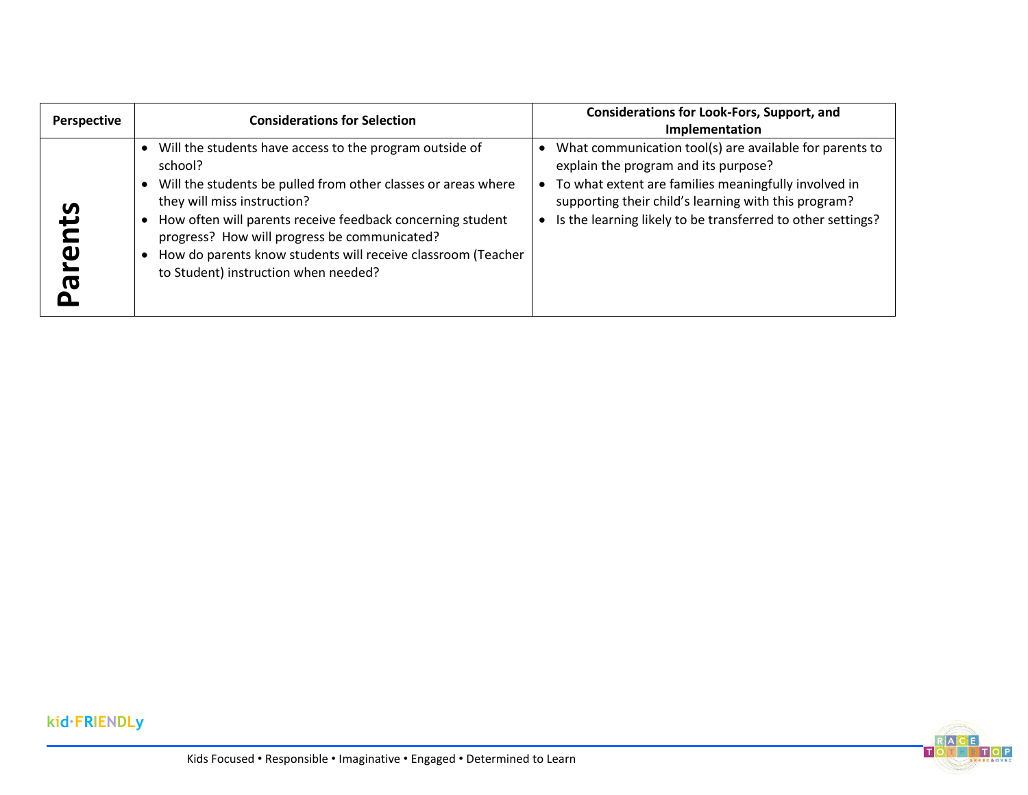| Perspective | Considerations for Selection | Considerations for Look-Fors, Support, and Implementation |
|---|---|---|
| **Parents** | • Will the students have access to the program outside of school?<br>• Will the students be pulled from other classes or areas where they will miss instruction?<br>• How often will parents receive feedback concerning student progress? How will progress be communicated?<br>• How do parents know students will receive classroom (Teacher to Student) instruction when needed? | • What communication tool(s) are available for parents to explain the program and its purpose?<br>• To what extent are families meaningfully involved in supporting their child's learning with this program?<br>• Is the learning likely to be transferred to other settings? |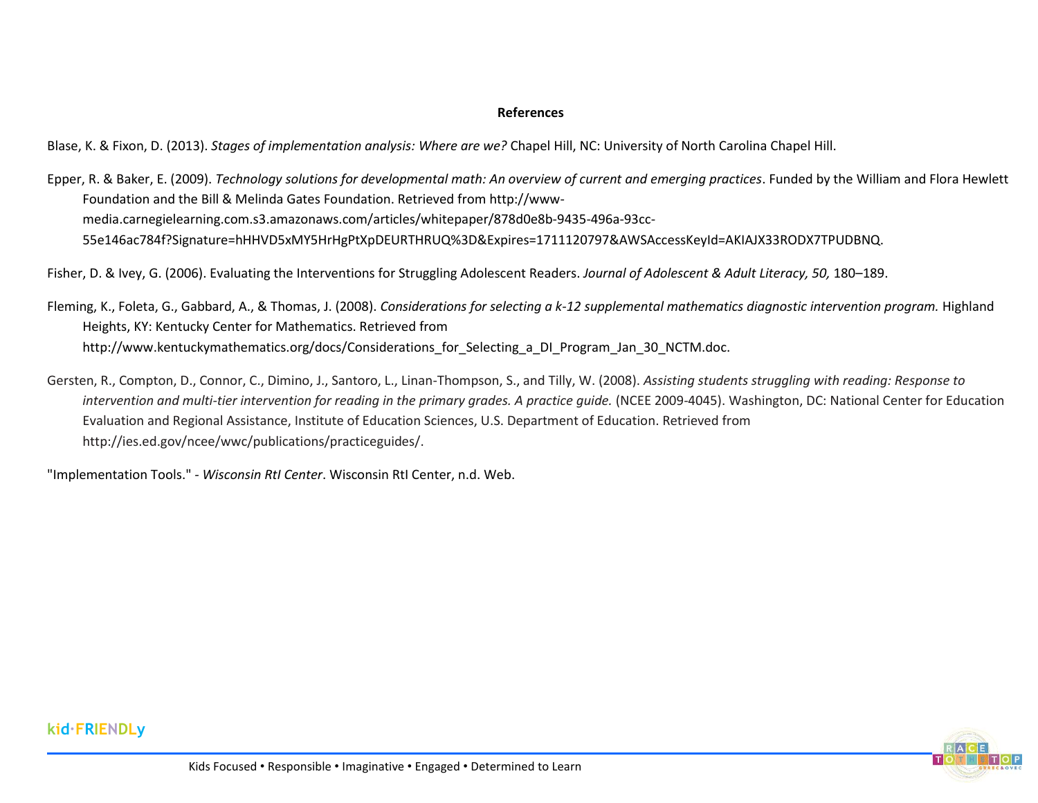**References**

Blase, K. & Fixon, D. (2013). *Stages of implementation analysis: Where are we?* Chapel Hill, NC: University of North Carolina Chapel Hill.

Epper, R. & Baker, E. (2009). *Technology solutions for developmental math: An overview of current and emerging practices*. Funded by the William and Flora Hewlett Foundation and the Bill & Melinda Gates Foundation. Retrieved from http://www-media.carnegielearning.com.s3.amazonaws.com/articles/whitepaper/878d0e8b-9435-496a-93cc-55e146ac784f?Signature=hHHVD5xMY5HrHgPtXpDEURTHRUQ%3D&Expires=1711120797&AWSAccessKeyId=AKIAJX33RODX7TPUDBNQ.

Fisher, D. & Ivey, G. (2006). Evaluating the Interventions for Struggling Adolescent Readers. *Journal of Adolescent & Adult Literacy, 50,* 180–189.

Fleming, K., Foleta, G., Gabbard, A., & Thomas, J. (2008). *Considerations for selecting a k-12 supplemental mathematics diagnostic intervention program.* Highland Heights, KY: Kentucky Center for Mathematics. Retrieved from http://www.kentuckymathematics.org/docs/Considerations_for_Selecting_a_DI_Program_Jan_30_NCTM.doc.

Gersten, R., Compton, D., Connor, C., Dimino, J., Santoro, L., Linan-Thompson, S., and Tilly, W. (2008). *Assisting students struggling with reading: Response to intervention and multi-tier intervention for reading in the primary grades. A practice guide.* (NCEE 2009-4045). Washington, DC: National Center for Education Evaluation and Regional Assistance, Institute of Education Sciences, U.S. Department of Education. Retrieved from http://ies.ed.gov/ncee/wwc/publications/practiceguides/.

"Implementation Tools." - *Wisconsin RtI Center*. Wisconsin RtI Center, n.d. Web.